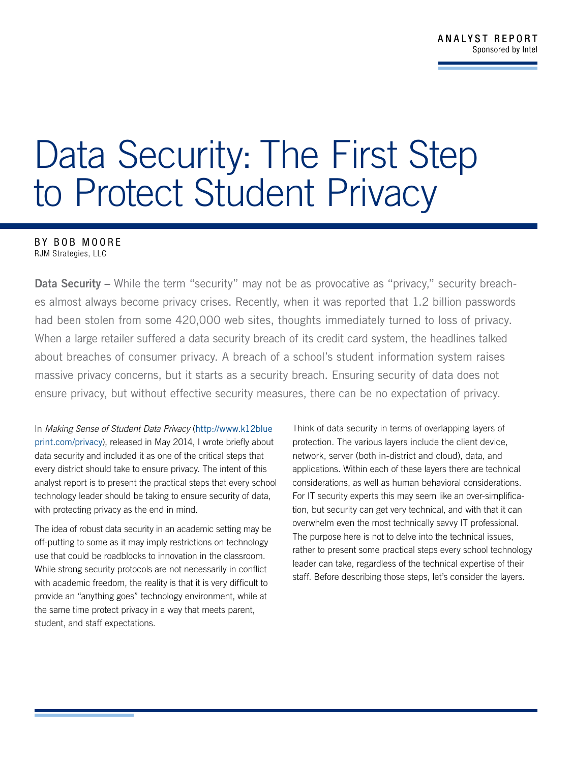ANALYST REPORT
Sponsored by Intel

# Data Security: The First Step to Protect Student Privacy

BY BOB MOORE
RJM Strategies, LLC

**Data Security –** While the term "security" may not be as provocative as "privacy," security breaches almost always become privacy crises. Recently, when it was reported that 1.2 billion passwords had been stolen from some 420,000 web sites, thoughts immediately turned to loss of privacy. When a large retailer suffered a data security breach of its credit card system, the headlines talked about breaches of consumer privacy. A breach of a school's student information system raises massive privacy concerns, but it starts as a security breach. Ensuring security of data does not ensure privacy, but without effective security measures, there can be no expectation of privacy.

In *Making Sense of Student Data Privacy* (http://www.k12blueprint.com/privacy), released in May 2014, I wrote briefly about data security and included it as one of the critical steps that every district should take to ensure privacy. The intent of this analyst report is to present the practical steps that every school technology leader should be taking to ensure security of data, with protecting privacy as the end in mind.

The idea of robust data security in an academic setting may be off-putting to some as it may imply restrictions on technology use that could be roadblocks to innovation in the classroom. While strong security protocols are not necessarily in conflict with academic freedom, the reality is that it is very difficult to provide an "anything goes" technology environment, while at the same time protect privacy in a way that meets parent, student, and staff expectations.

Think of data security in terms of overlapping layers of protection. The various layers include the client device, network, server (both in-district and cloud), data, and applications. Within each of these layers there are technical considerations, as well as human behavioral considerations. For IT security experts this may seem like an over-simplification, but security can get very technical, and with that it can overwhelm even the most technically savvy IT professional. The purpose here is not to delve into the technical issues, rather to present some practical steps every school technology leader can take, regardless of the technical expertise of their staff. Before describing those steps, let's consider the layers.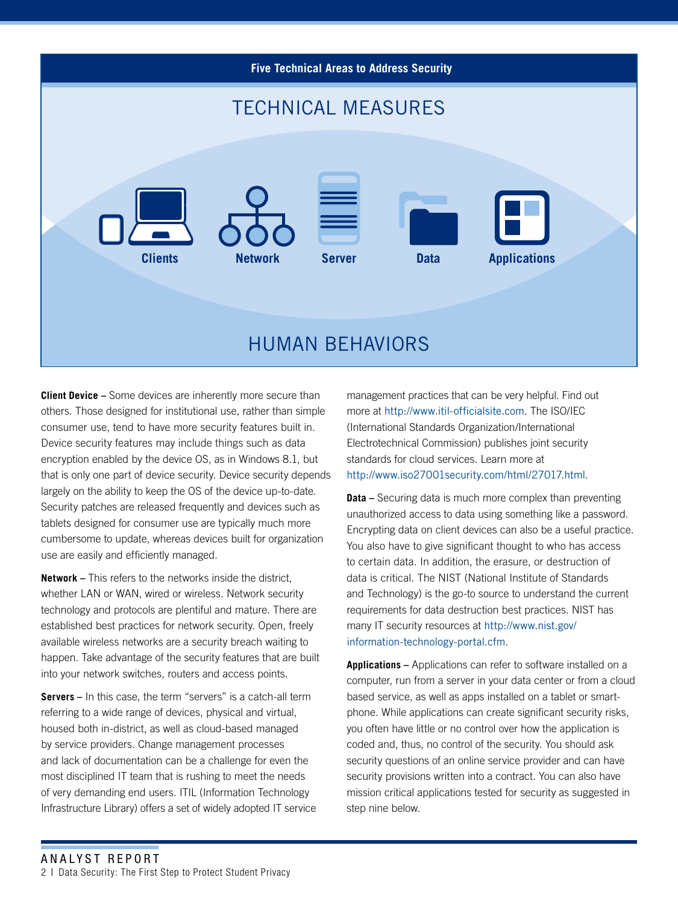**Five Technical Areas to Address Security**

TECHNICAL MEASURES

Clients | Network | Server | Data | Applications

HUMAN BEHAVIORS

**Client Device –** Some devices are inherently more secure than others. Those designed for institutional use, rather than simple consumer use, tend to have more security features built in. Device security features may include things such as data encryption enabled by the device OS, as in Windows 8.1, but that is only one part of device security. Device security depends largely on the ability to keep the OS of the device up-to-date. Security patches are released frequently and devices such as tablets designed for consumer use are typically much more cumbersome to update, whereas devices built for organization use are easily and efficiently managed.

**Network –** This refers to the networks inside the district, whether LAN or WAN, wired or wireless. Network security technology and protocols are plentiful and mature. There are established best practices for network security. Open, freely available wireless networks are a security breach waiting to happen. Take advantage of the security features that are built into your network switches, routers and access points.

**Servers –** In this case, the term "servers" is a catch-all term referring to a wide range of devices, physical and virtual, housed both in-district, as well as cloud-based managed by service providers. Change management processes and lack of documentation can be a challenge for even the most disciplined IT team that is rushing to meet the needs of very demanding end users. ITIL (Information Technology Infrastructure Library) offers a set of widely adopted IT service management practices that can be very helpful. Find out more at http://www.itil-officialsite.com. The ISO/IEC (International Standards Organization/International Electrotechnical Commission) publishes joint security standards for cloud services. Learn more at http://www.iso27001security.com/html/27017.html.

**Data –** Securing data is much more complex than preventing unauthorized access to data using something like a password. Encrypting data on client devices can also be a useful practice. You also have to give significant thought to who has access to certain data. In addition, the erasure, or destruction of data is critical. The NIST (National Institute of Standards and Technology) is the go-to source to understand the current requirements for data destruction best practices. NIST has many IT security resources at http://www.nist.gov/information-technology-portal.cfm.

**Applications –** Applications can refer to software installed on a computer, run from a server in your data center or from a cloud based service, as well as apps installed on a tablet or smartphone. While applications can create significant security risks, you often have little or no control over how the application is coded and, thus, no control of the security. You should ask security questions of an online service provider and can have security provisions written into a contract. You can also have mission critical applications tested for security as suggested in step nine below.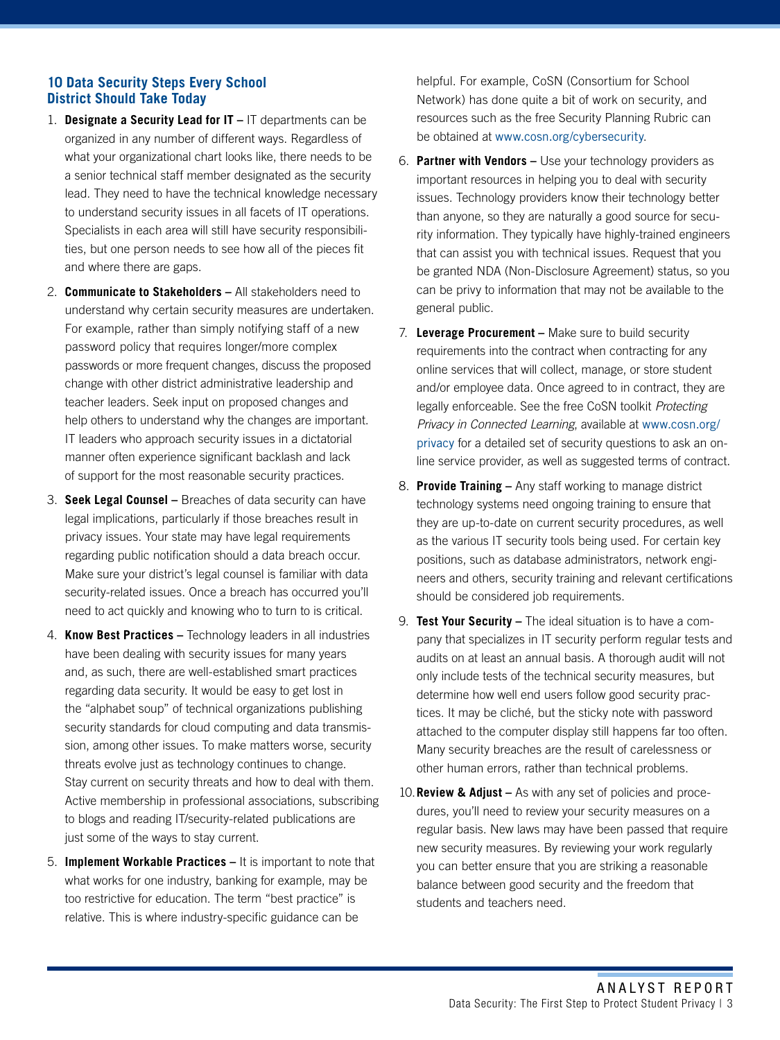## 10 Data Security Steps Every School District Should Take Today

1. **Designate a Security Lead for IT –** IT departments can be organized in any number of different ways. Regardless of what your organizational chart looks like, there needs to be a senior technical staff member designated as the security lead. They need to have the technical knowledge necessary to understand security issues in all facets of IT operations. Specialists in each area will still have security responsibilities, but one person needs to see how all of the pieces fit and where there are gaps.

2. **Communicate to Stakeholders –** All stakeholders need to understand why certain security measures are undertaken. For example, rather than simply notifying staff of a new password policy that requires longer/more complex passwords or more frequent changes, discuss the proposed change with other district administrative leadership and teacher leaders. Seek input on proposed changes and help others to understand why the changes are important. IT leaders who approach security issues in a dictatorial manner often experience significant backlash and lack of support for the most reasonable security practices.

3. **Seek Legal Counsel –** Breaches of data security can have legal implications, particularly if those breaches result in privacy issues. Your state may have legal requirements regarding public notification should a data breach occur. Make sure your district's legal counsel is familiar with data security-related issues. Once a breach has occurred you'll need to act quickly and knowing who to turn to is critical.

4. **Know Best Practices –** Technology leaders in all industries have been dealing with security issues for many years and, as such, there are well-established smart practices regarding data security. It would be easy to get lost in the "alphabet soup" of technical organizations publishing security standards for cloud computing and data transmission, among other issues. To make matters worse, security threats evolve just as technology continues to change. Stay current on security threats and how to deal with them. Active membership in professional associations, subscribing to blogs and reading IT/security-related publications are just some of the ways to stay current.

5. **Implement Workable Practices –** It is important to note that what works for one industry, banking for example, may be too restrictive for education. The term "best practice" is relative. This is where industry-specific guidance can be helpful. For example, CoSN (Consortium for School Network) has done quite a bit of work on security, and resources such as the free Security Planning Rubric can be obtained at www.cosn.org/cybersecurity.

6. **Partner with Vendors –** Use your technology providers as important resources in helping you to deal with security issues. Technology providers know their technology better than anyone, so they are naturally a good source for security information. They typically have highly-trained engineers that can assist you with technical issues. Request that you be granted NDA (Non-Disclosure Agreement) status, so you can be privy to information that may not be available to the general public.

7. **Leverage Procurement –** Make sure to build security requirements into the contract when contracting for any online services that will collect, manage, or store student and/or employee data. Once agreed to in contract, they are legally enforceable. See the free CoSN toolkit *Protecting Privacy in Connected Learning*, available at www.cosn.org/privacy for a detailed set of security questions to ask an online service provider, as well as suggested terms of contract.

8. **Provide Training –** Any staff working to manage district technology systems need ongoing training to ensure that they are up-to-date on current security procedures, as well as the various IT security tools being used. For certain key positions, such as database administrators, network engineers and others, security training and relevant certifications should be considered job requirements.

9. **Test Your Security –** The ideal situation is to have a company that specializes in IT security perform regular tests and audits on at least an annual basis. A thorough audit will not only include tests of the technical security measures, but determine how well end users follow good security practices. It may be cliché, but the sticky note with password attached to the computer display still happens far too often. Many security breaches are the result of carelessness or other human errors, rather than technical problems.

10. **Review & Adjust –** As with any set of policies and procedures, you'll need to review your security measures on a regular basis. New laws may have been passed that require new security measures. By reviewing your work regularly you can better ensure that you are striking a reasonable balance between good security and the freedom that students and teachers need.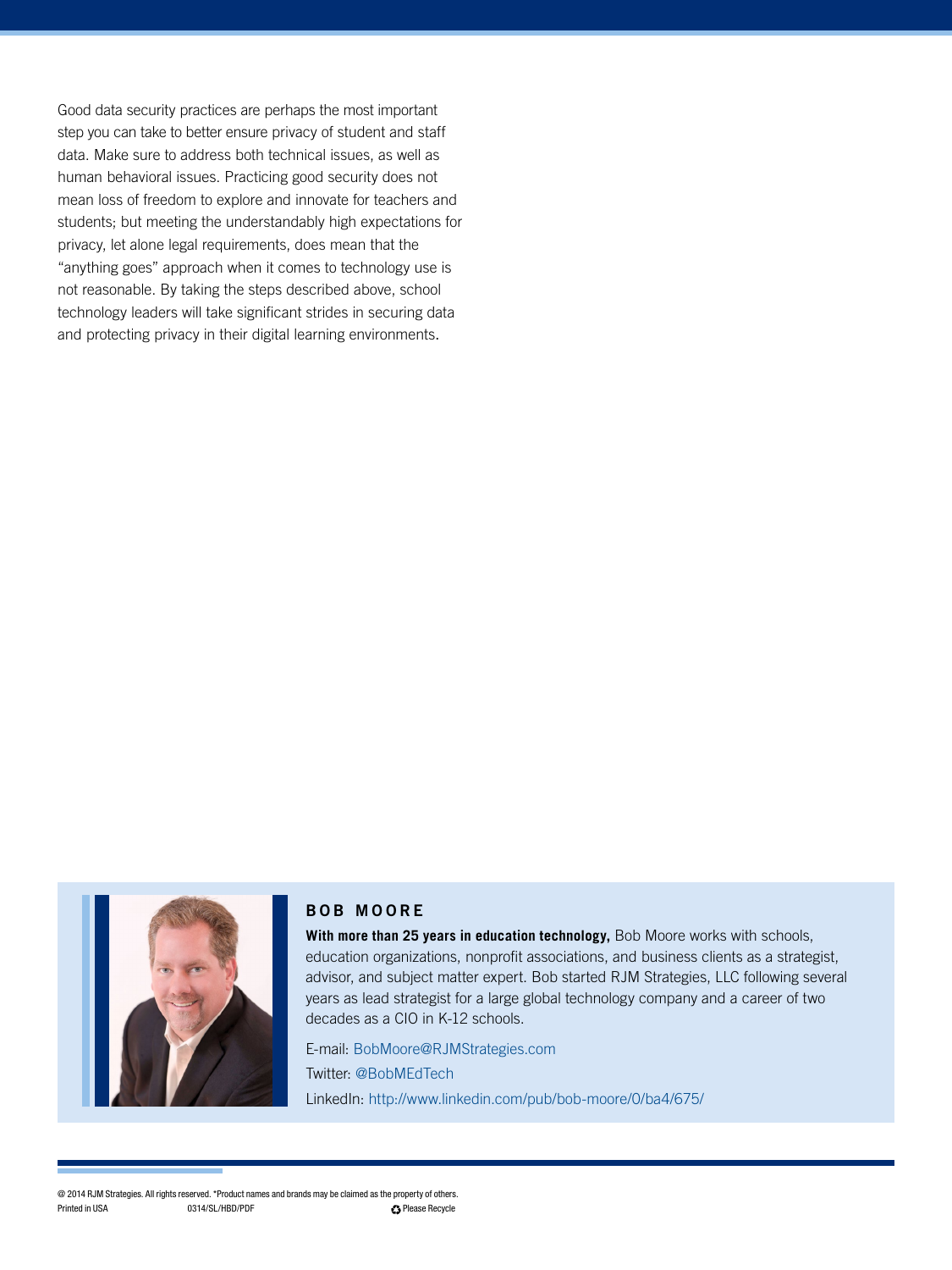Good data security practices are perhaps the most important step you can take to better ensure privacy of student and staff data. Make sure to address both technical issues, as well as human behavioral issues. Practicing good security does not mean loss of freedom to explore and innovate for teachers and students; but meeting the understandably high expectations for privacy, let alone legal requirements, does mean that the "anything goes" approach when it comes to technology use is not reasonable. By taking the steps described above, school technology leaders will take significant strides in securing data and protecting privacy in their digital learning environments.

## BOB MOORE

**With more than 25 years in education technology,** Bob Moore works with schools, education organizations, nonprofit associations, and business clients as a strategist, advisor, and subject matter expert. Bob started RJM Strategies, LLC following several years as lead strategist for a large global technology company and a career of two decades as a CIO in K-12 schools.

E-mail: BobMoore@RJMStrategies.com

Twitter: @BobMEdTech

LinkedIn: http://www.linkedin.com/pub/bob-moore/0/ba4/675/

@ 2014 RJM Strategies. All rights reserved. *Product names and brands may be claimed as the property of others.

Printed in USA 0314/SL/HBD/PDF Please Recycle